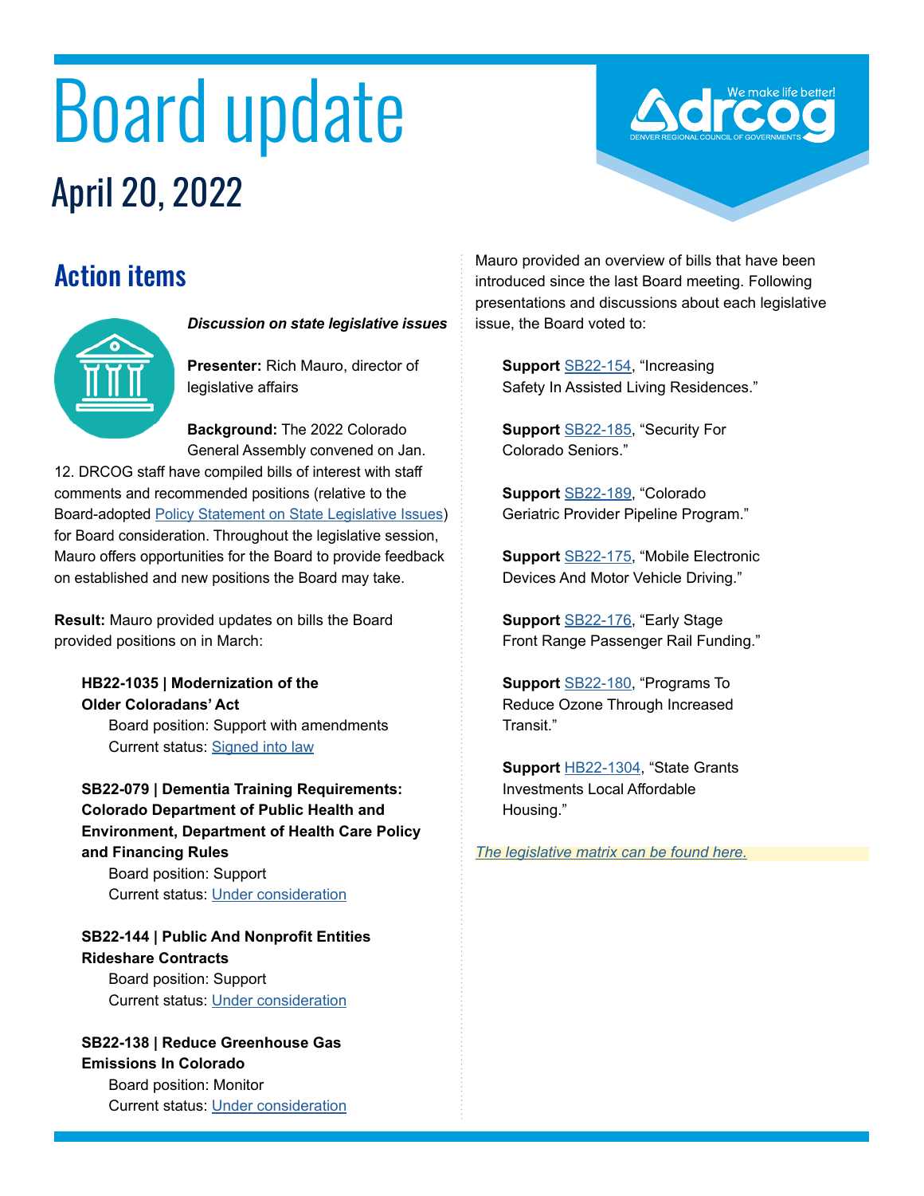# Board update

## April 20, 2022

## Action items

***Discussion on state legislative issues***

**Presenter:** Rich Mauro, director of legislative affairs

**Background:** The 2022 Colorado General Assembly convened on Jan. 12. DRCOG staff have compiled bills of interest with staff comments and recommended positions (relative to the Board-adopted Policy Statement on State Legislative Issues) for Board consideration. Throughout the legislative session, Mauro offers opportunities for the Board to provide feedback on established and new positions the Board may take.

**Result:** Mauro provided updates on bills the Board provided positions on in March:

**HB22-1035 | Modernization of the Older Coloradans' Act**
Board position: Support with amendments
Current status: Signed into law

**SB22-079 | Dementia Training Requirements: Colorado Department of Public Health and Environment, Department of Health Care Policy and Financing Rules**
Board position: Support
Current status: Under consideration

**SB22-144 | Public And Nonprofit Entities Rideshare Contracts**
Board position: Support
Current status: Under consideration

**SB22-138 | Reduce Greenhouse Gas Emissions In Colorado**
Board position: Monitor
Current status: Under consideration

Mauro provided an overview of bills that have been introduced since the last Board meeting. Following presentations and discussions about each legislative issue, the Board voted to:

**Support** SB22-154, "Increasing Safety In Assisted Living Residences."

**Support** SB22-185, "Security For Colorado Seniors."

**Support** SB22-189, "Colorado Geriatric Provider Pipeline Program."

**Support** SB22-175, "Mobile Electronic Devices And Motor Vehicle Driving."

**Support** SB22-176, "Early Stage Front Range Passenger Rail Funding."

**Support** SB22-180, "Programs To Reduce Ozone Through Increased Transit."

**Support** HB22-1304, "State Grants Investments Local Affordable Housing."

*The legislative matrix can be found here.*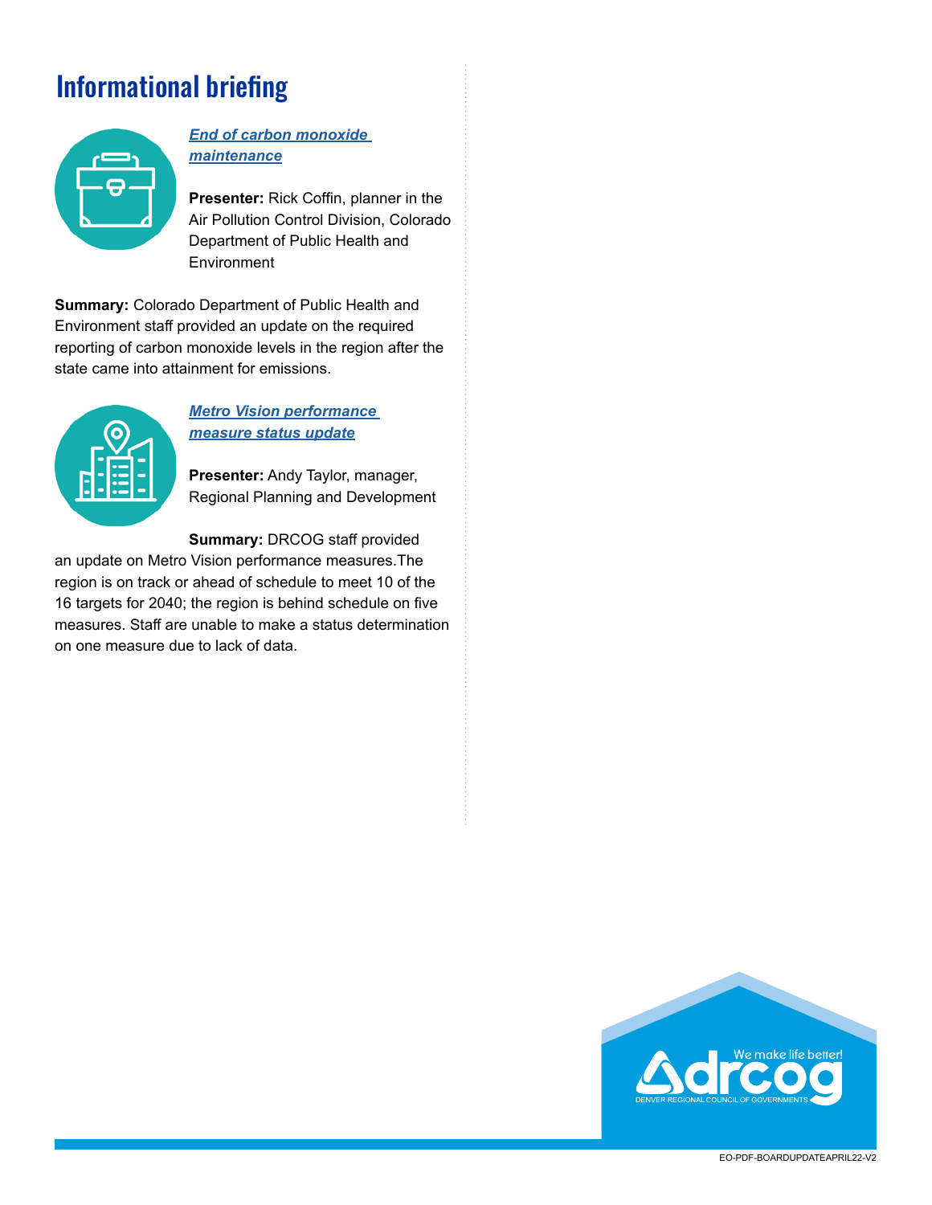# Informational briefing

***End of carbon monoxide maintenance***

**Presenter:** Rick Coffin, planner in the Air Pollution Control Division, Colorado Department of Public Health and Environment

**Summary:** Colorado Department of Public Health and Environment staff provided an update on the required reporting of carbon monoxide levels in the region after the state came into attainment for emissions.

***Metro Vision performance measure status update***

**Presenter:** Andy Taylor, manager, Regional Planning and Development

**Summary:** DRCOG staff provided an update on Metro Vision performance measures.The region is on track or ahead of schedule to meet 10 of the 16 targets for 2040; the region is behind schedule on five measures. Staff are unable to make a status determination on one measure due to lack of data.

EO-PDF-BOARDUPDATEAPRIL22-V2